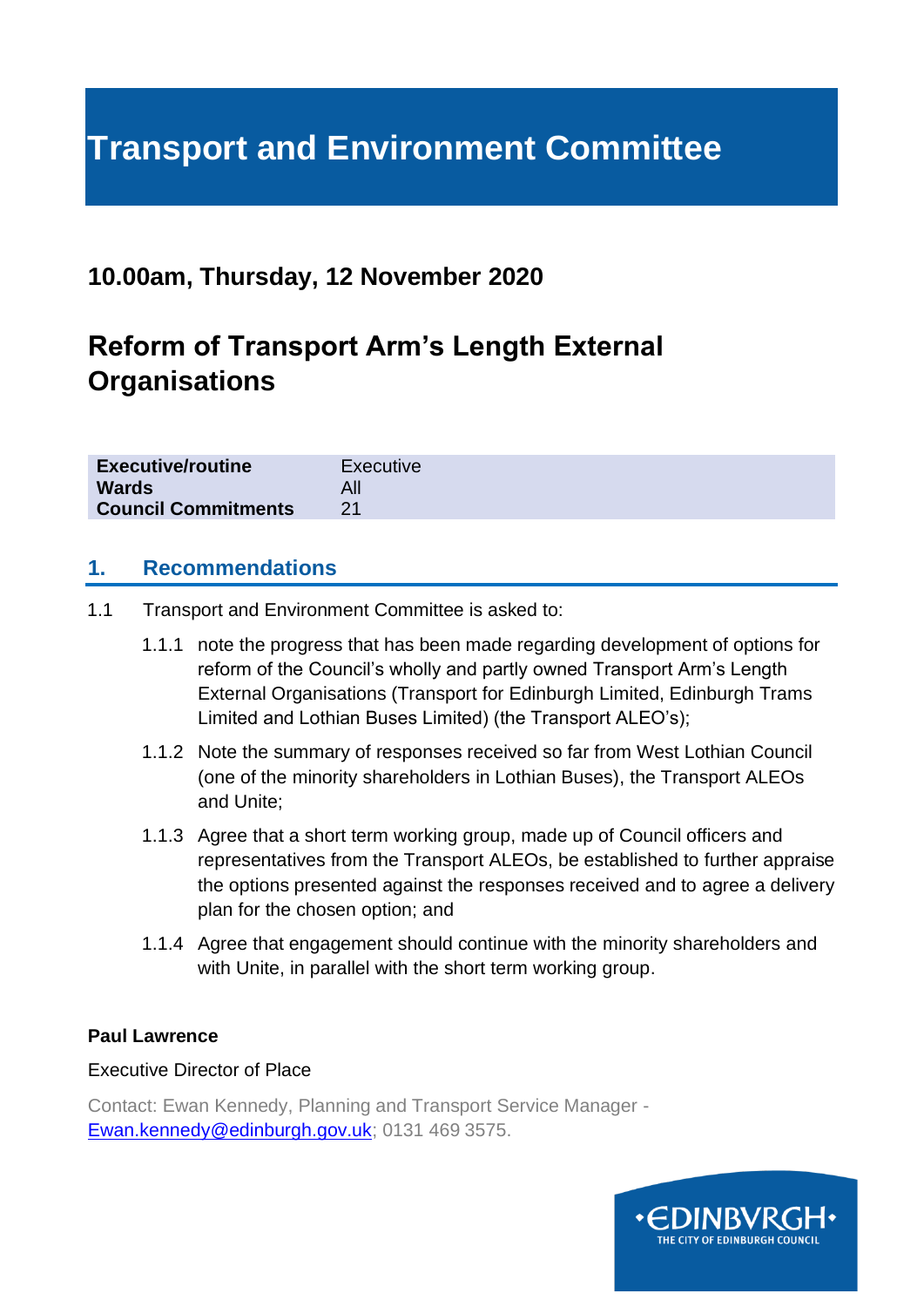# Transport and Environment Committee

## 10.00am, Thursday, 12 November 2020

## Reform of Transport Arm's Length External Organisations

| | |
|---|---|
| **Executive/routine** | Executive |
| **Wards** | All |
| **Council Commitments** | 21 |

## 1. Recommendations

1.1 Transport and Environment Committee is asked to:

1.1.1 note the progress that has been made regarding development of options for reform of the Council's wholly and partly owned Transport Arm's Length External Organisations (Transport for Edinburgh Limited, Edinburgh Trams Limited and Lothian Buses Limited) (the Transport ALEO's);

1.1.2 Note the summary of responses received so far from West Lothian Council (one of the minority shareholders in Lothian Buses), the Transport ALEOs and Unite;

1.1.3 Agree that a short term working group, made up of Council officers and representatives from the Transport ALEOs, be established to further appraise the options presented against the responses received and to agree a delivery plan for the chosen option; and

1.1.4 Agree that engagement should continue with the minority shareholders and with Unite, in parallel with the short term working group.

**Paul Lawrence**

Executive Director of Place

Contact: Ewan Kennedy, Planning and Transport Service Manager - Ewan.kennedy@edinburgh.gov.uk; 0131 469 3575.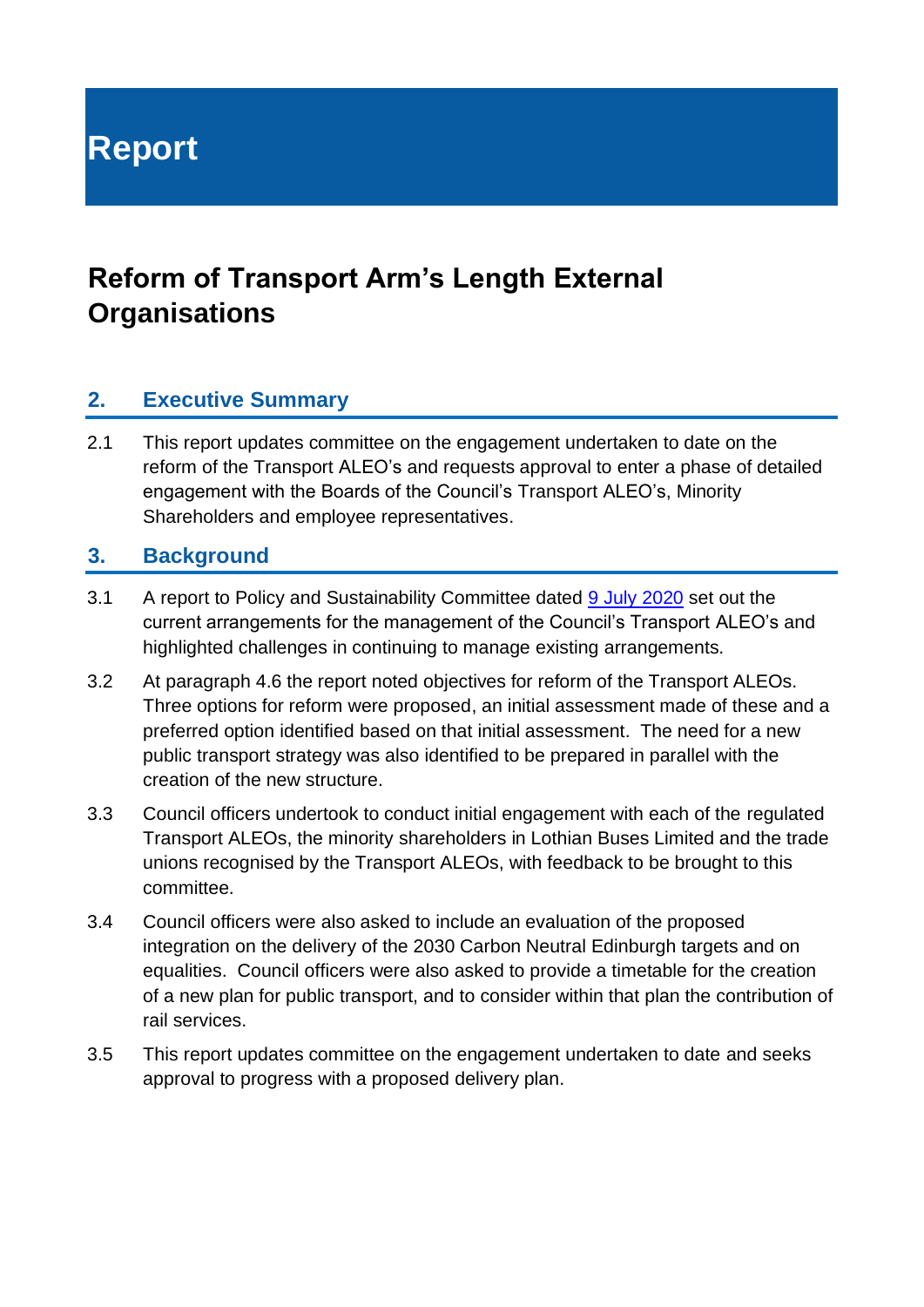# Report

## Reform of Transport Arm's Length External Organisations

### 2. Executive Summary

2.1 This report updates committee on the engagement undertaken to date on the reform of the Transport ALEO's and requests approval to enter a phase of detailed engagement with the Boards of the Council's Transport ALEO's, Minority Shareholders and employee representatives.

### 3. Background

3.1 A report to Policy and Sustainability Committee dated 9 July 2020 set out the current arrangements for the management of the Council's Transport ALEO's and highlighted challenges in continuing to manage existing arrangements.

3.2 At paragraph 4.6 the report noted objectives for reform of the Transport ALEOs. Three options for reform were proposed, an initial assessment made of these and a preferred option identified based on that initial assessment. The need for a new public transport strategy was also identified to be prepared in parallel with the creation of the new structure.

3.3 Council officers undertook to conduct initial engagement with each of the regulated Transport ALEOs, the minority shareholders in Lothian Buses Limited and the trade unions recognised by the Transport ALEOs, with feedback to be brought to this committee.

3.4 Council officers were also asked to include an evaluation of the proposed integration on the delivery of the 2030 Carbon Neutral Edinburgh targets and on equalities. Council officers were also asked to provide a timetable for the creation of a new plan for public transport, and to consider within that plan the contribution of rail services.

3.5 This report updates committee on the engagement undertaken to date and seeks approval to progress with a proposed delivery plan.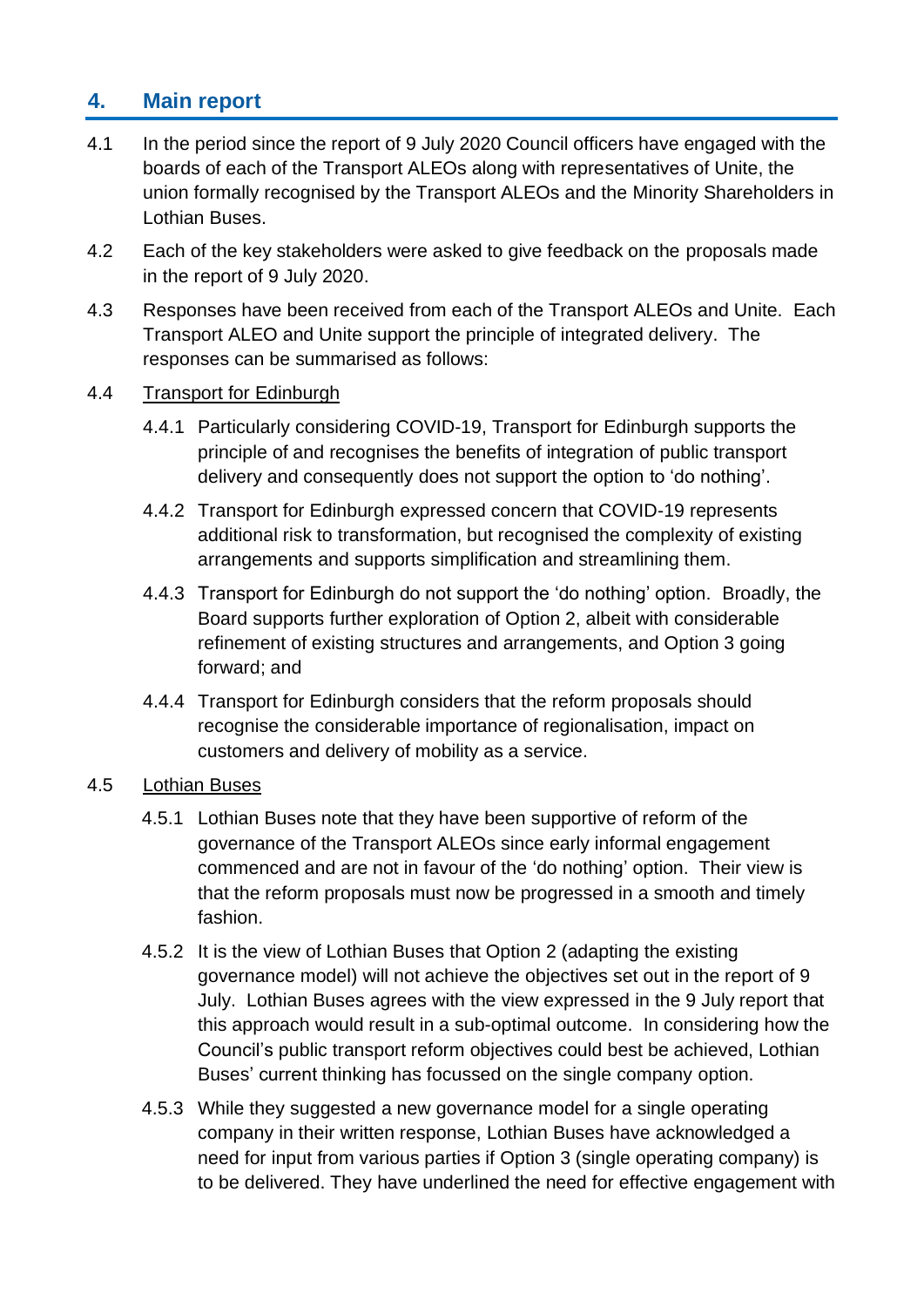## 4. Main report

4.1 In the period since the report of 9 July 2020 Council officers have engaged with the boards of each of the Transport ALEOs along with representatives of Unite, the union formally recognised by the Transport ALEOs and the Minority Shareholders in Lothian Buses.

4.2 Each of the key stakeholders were asked to give feedback on the proposals made in the report of 9 July 2020.

4.3 Responses have been received from each of the Transport ALEOs and Unite. Each Transport ALEO and Unite support the principle of integrated delivery. The responses can be summarised as follows:

4.4 Transport for Edinburgh

4.4.1 Particularly considering COVID-19, Transport for Edinburgh supports the principle of and recognises the benefits of integration of public transport delivery and consequently does not support the option to 'do nothing'.

4.4.2 Transport for Edinburgh expressed concern that COVID-19 represents additional risk to transformation, but recognised the complexity of existing arrangements and supports simplification and streamlining them.

4.4.3 Transport for Edinburgh do not support the 'do nothing' option. Broadly, the Board supports further exploration of Option 2, albeit with considerable refinement of existing structures and arrangements, and Option 3 going forward; and

4.4.4 Transport for Edinburgh considers that the reform proposals should recognise the considerable importance of regionalisation, impact on customers and delivery of mobility as a service.

4.5 Lothian Buses

4.5.1 Lothian Buses note that they have been supportive of reform of the governance of the Transport ALEOs since early informal engagement commenced and are not in favour of the 'do nothing' option. Their view is that the reform proposals must now be progressed in a smooth and timely fashion.

4.5.2 It is the view of Lothian Buses that Option 2 (adapting the existing governance model) will not achieve the objectives set out in the report of 9 July. Lothian Buses agrees with the view expressed in the 9 July report that this approach would result in a sub-optimal outcome. In considering how the Council's public transport reform objectives could best be achieved, Lothian Buses' current thinking has focussed on the single company option.

4.5.3 While they suggested a new governance model for a single operating company in their written response, Lothian Buses have acknowledged a need for input from various parties if Option 3 (single operating company) is to be delivered. They have underlined the need for effective engagement with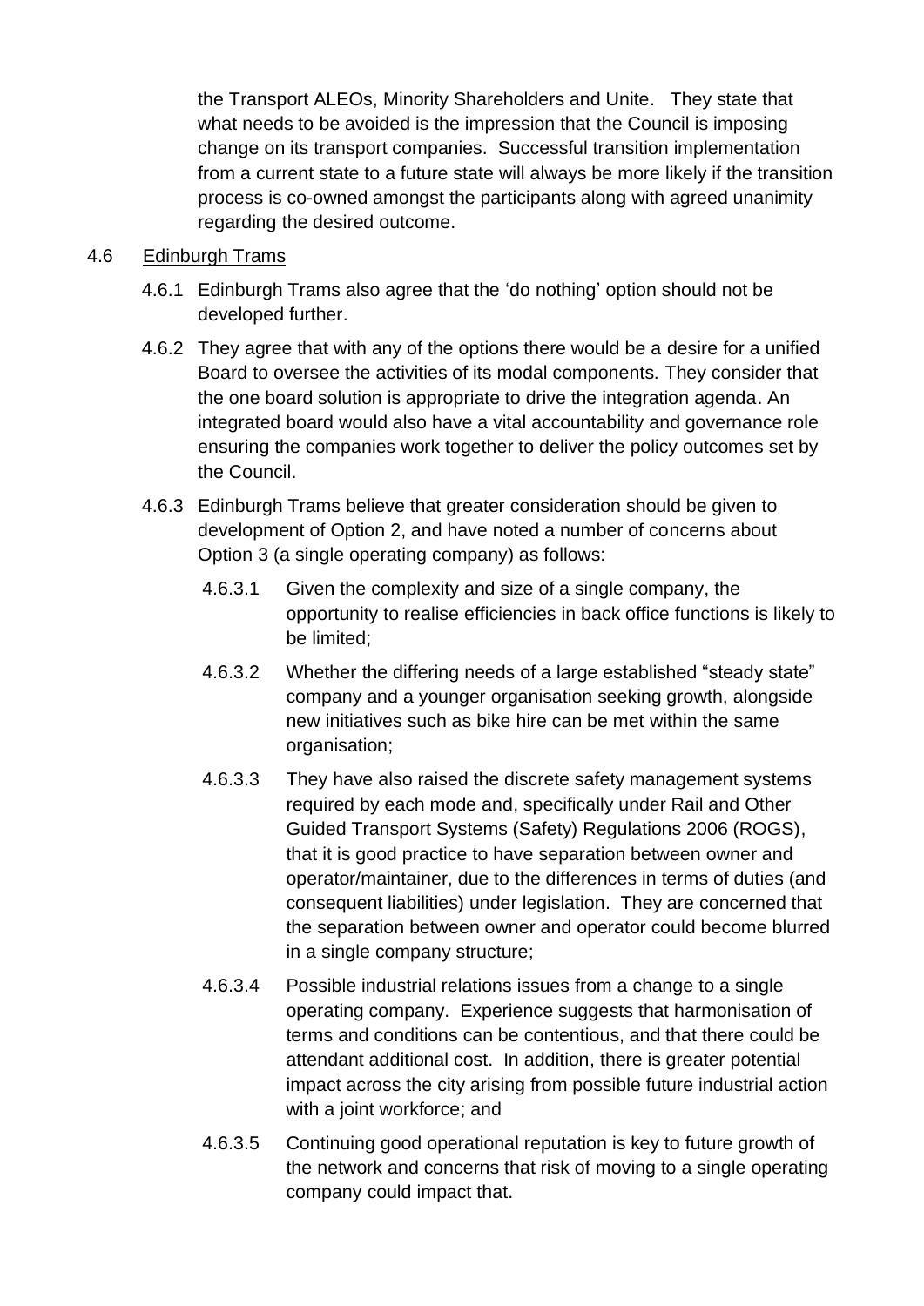the Transport ALEOs, Minority Shareholders and Unite. They state that what needs to be avoided is the impression that the Council is imposing change on its transport companies. Successful transition implementation from a current state to a future state will always be more likely if the transition process is co-owned amongst the participants along with agreed unanimity regarding the desired outcome.

4.6 Edinburgh Trams

4.6.1 Edinburgh Trams also agree that the 'do nothing' option should not be developed further.

4.6.2 They agree that with any of the options there would be a desire for a unified Board to oversee the activities of its modal components. They consider that the one board solution is appropriate to drive the integration agenda. An integrated board would also have a vital accountability and governance role ensuring the companies work together to deliver the policy outcomes set by the Council.

4.6.3 Edinburgh Trams believe that greater consideration should be given to development of Option 2, and have noted a number of concerns about Option 3 (a single operating company) as follows:

4.6.3.1 Given the complexity and size of a single company, the opportunity to realise efficiencies in back office functions is likely to be limited;

4.6.3.2 Whether the differing needs of a large established "steady state" company and a younger organisation seeking growth, alongside new initiatives such as bike hire can be met within the same organisation;

4.6.3.3 They have also raised the discrete safety management systems required by each mode and, specifically under Rail and Other Guided Transport Systems (Safety) Regulations 2006 (ROGS), that it is good practice to have separation between owner and operator/maintainer, due to the differences in terms of duties (and consequent liabilities) under legislation. They are concerned that the separation between owner and operator could become blurred in a single company structure;

4.6.3.4 Possible industrial relations issues from a change to a single operating company. Experience suggests that harmonisation of terms and conditions can be contentious, and that there could be attendant additional cost. In addition, there is greater potential impact across the city arising from possible future industrial action with a joint workforce; and

4.6.3.5 Continuing good operational reputation is key to future growth of the network and concerns that risk of moving to a single operating company could impact that.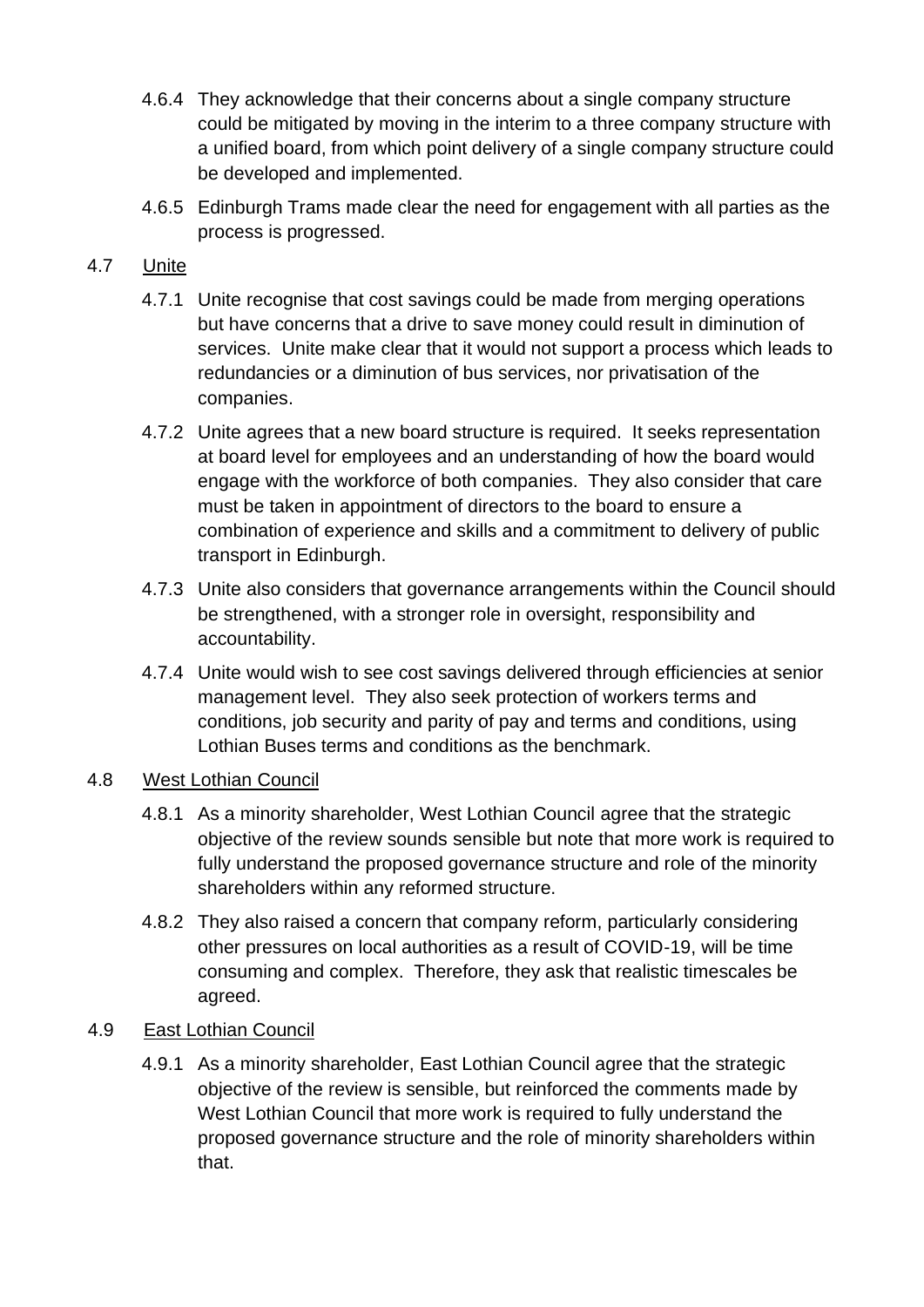4.6.4 They acknowledge that their concerns about a single company structure could be mitigated by moving in the interim to a three company structure with a unified board, from which point delivery of a single company structure could be developed and implemented.

4.6.5 Edinburgh Trams made clear the need for engagement with all parties as the process is progressed.

4.7 Unite

4.7.1 Unite recognise that cost savings could be made from merging operations but have concerns that a drive to save money could result in diminution of services. Unite make clear that it would not support a process which leads to redundancies or a diminution of bus services, nor privatisation of the companies.

4.7.2 Unite agrees that a new board structure is required. It seeks representation at board level for employees and an understanding of how the board would engage with the workforce of both companies. They also consider that care must be taken in appointment of directors to the board to ensure a combination of experience and skills and a commitment to delivery of public transport in Edinburgh.

4.7.3 Unite also considers that governance arrangements within the Council should be strengthened, with a stronger role in oversight, responsibility and accountability.

4.7.4 Unite would wish to see cost savings delivered through efficiencies at senior management level. They also seek protection of workers terms and conditions, job security and parity of pay and terms and conditions, using Lothian Buses terms and conditions as the benchmark.

4.8 West Lothian Council

4.8.1 As a minority shareholder, West Lothian Council agree that the strategic objective of the review sounds sensible but note that more work is required to fully understand the proposed governance structure and role of the minority shareholders within any reformed structure.

4.8.2 They also raised a concern that company reform, particularly considering other pressures on local authorities as a result of COVID-19, will be time consuming and complex. Therefore, they ask that realistic timescales be agreed.

4.9 East Lothian Council

4.9.1 As a minority shareholder, East Lothian Council agree that the strategic objective of the review is sensible, but reinforced the comments made by West Lothian Council that more work is required to fully understand the proposed governance structure and the role of minority shareholders within that.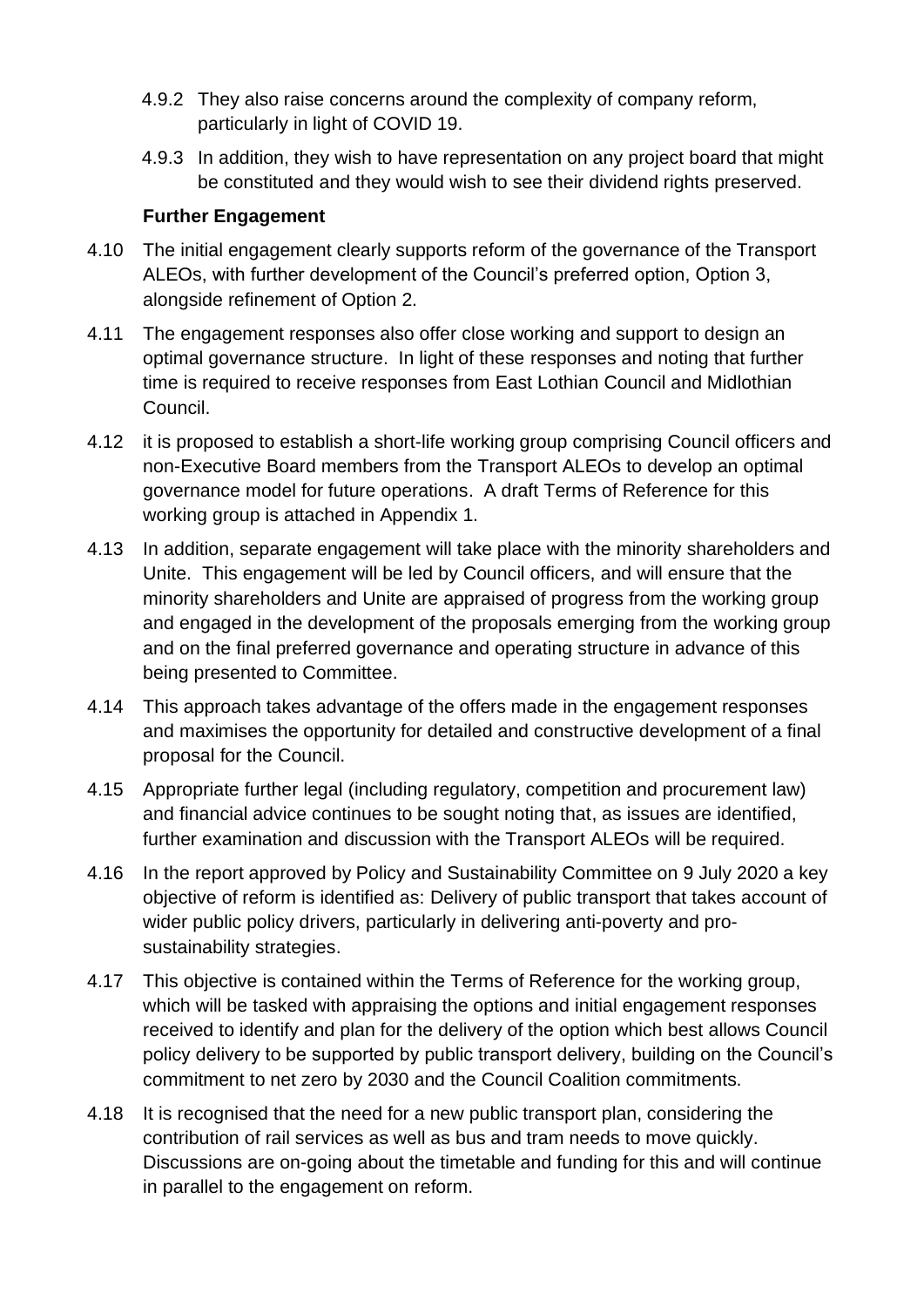4.9.2 They also raise concerns around the complexity of company reform, particularly in light of COVID 19.

4.9.3 In addition, they wish to have representation on any project board that might be constituted and they would wish to see their dividend rights preserved.

**Further Engagement**

4.10 The initial engagement clearly supports reform of the governance of the Transport ALEOs, with further development of the Council's preferred option, Option 3, alongside refinement of Option 2.

4.11 The engagement responses also offer close working and support to design an optimal governance structure. In light of these responses and noting that further time is required to receive responses from East Lothian Council and Midlothian Council.

4.12 it is proposed to establish a short-life working group comprising Council officers and non-Executive Board members from the Transport ALEOs to develop an optimal governance model for future operations. A draft Terms of Reference for this working group is attached in Appendix 1.

4.13 In addition, separate engagement will take place with the minority shareholders and Unite. This engagement will be led by Council officers, and will ensure that the minority shareholders and Unite are appraised of progress from the working group and engaged in the development of the proposals emerging from the working group and on the final preferred governance and operating structure in advance of this being presented to Committee.

4.14 This approach takes advantage of the offers made in the engagement responses and maximises the opportunity for detailed and constructive development of a final proposal for the Council.

4.15 Appropriate further legal (including regulatory, competition and procurement law) and financial advice continues to be sought noting that, as issues are identified, further examination and discussion with the Transport ALEOs will be required.

4.16 In the report approved by Policy and Sustainability Committee on 9 July 2020 a key objective of reform is identified as: Delivery of public transport that takes account of wider public policy drivers, particularly in delivering anti-poverty and pro-sustainability strategies.

4.17 This objective is contained within the Terms of Reference for the working group, which will be tasked with appraising the options and initial engagement responses received to identify and plan for the delivery of the option which best allows Council policy delivery to be supported by public transport delivery, building on the Council's commitment to net zero by 2030 and the Council Coalition commitments.

4.18 It is recognised that the need for a new public transport plan, considering the contribution of rail services as well as bus and tram needs to move quickly. Discussions are on-going about the timetable and funding for this and will continue in parallel to the engagement on reform.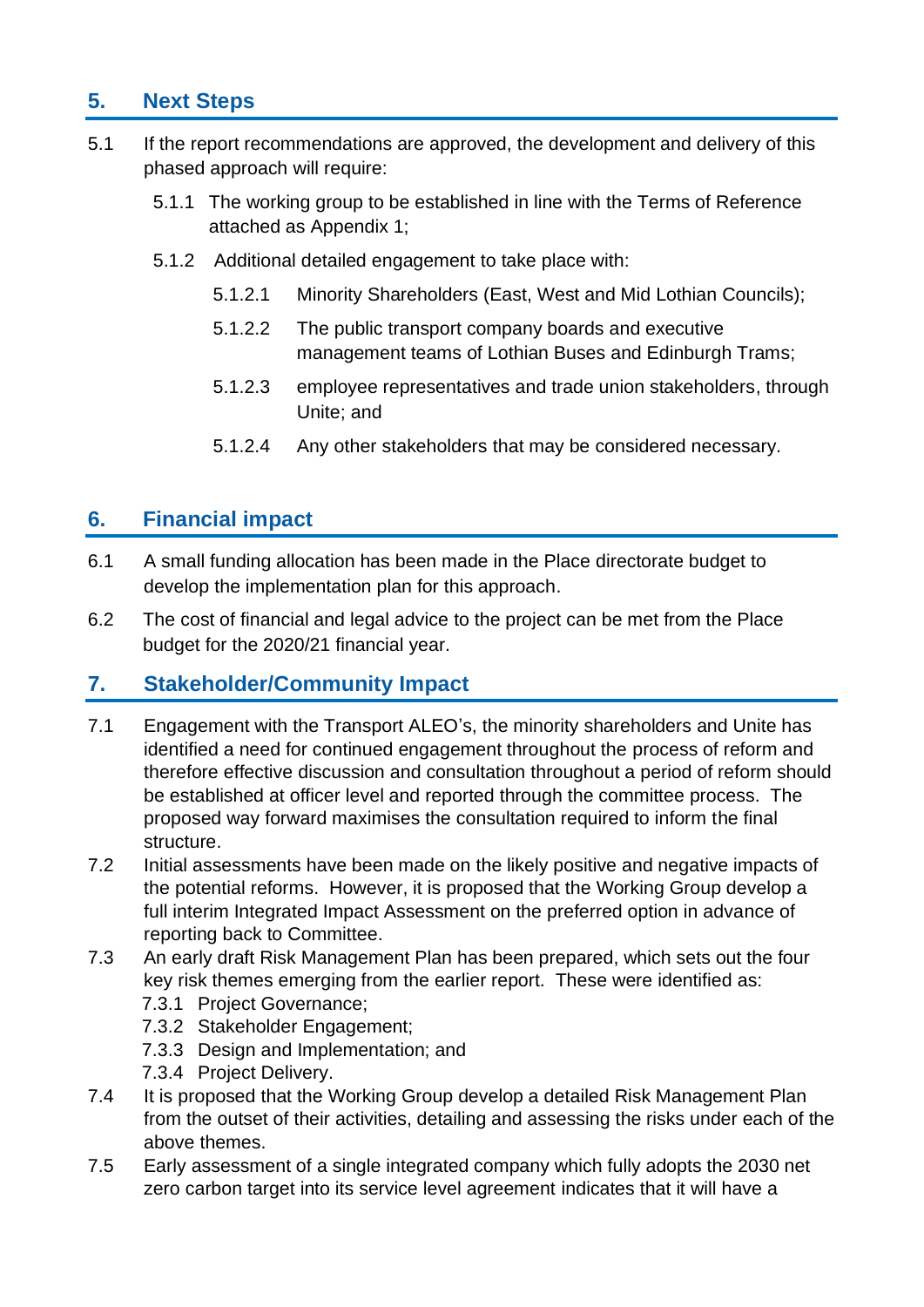## 5. Next Steps

5.1 If the report recommendations are approved, the development and delivery of this phased approach will require:

5.1.1 The working group to be established in line with the Terms of Reference attached as Appendix 1;

5.1.2 Additional detailed engagement to take place with:

5.1.2.1 Minority Shareholders (East, West and Mid Lothian Councils);

5.1.2.2 The public transport company boards and executive management teams of Lothian Buses and Edinburgh Trams;

5.1.2.3 employee representatives and trade union stakeholders, through Unite; and

5.1.2.4 Any other stakeholders that may be considered necessary.

## 6. Financial impact

6.1 A small funding allocation has been made in the Place directorate budget to develop the implementation plan for this approach.

6.2 The cost of financial and legal advice to the project can be met from the Place budget for the 2020/21 financial year.

## 7. Stakeholder/Community Impact

7.1 Engagement with the Transport ALEO's, the minority shareholders and Unite has identified a need for continued engagement throughout the process of reform and therefore effective discussion and consultation throughout a period of reform should be established at officer level and reported through the committee process. The proposed way forward maximises the consultation required to inform the final structure.

7.2 Initial assessments have been made on the likely positive and negative impacts of the potential reforms. However, it is proposed that the Working Group develop a full interim Integrated Impact Assessment on the preferred option in advance of reporting back to Committee.

7.3 An early draft Risk Management Plan has been prepared, which sets out the four key risk themes emerging from the earlier report. These were identified as:

7.3.1 Project Governance;

7.3.2 Stakeholder Engagement;

7.3.3 Design and Implementation; and

7.3.4 Project Delivery.

7.4 It is proposed that the Working Group develop a detailed Risk Management Plan from the outset of their activities, detailing and assessing the risks under each of the above themes.

7.5 Early assessment of a single integrated company which fully adopts the 2030 net zero carbon target into its service level agreement indicates that it will have a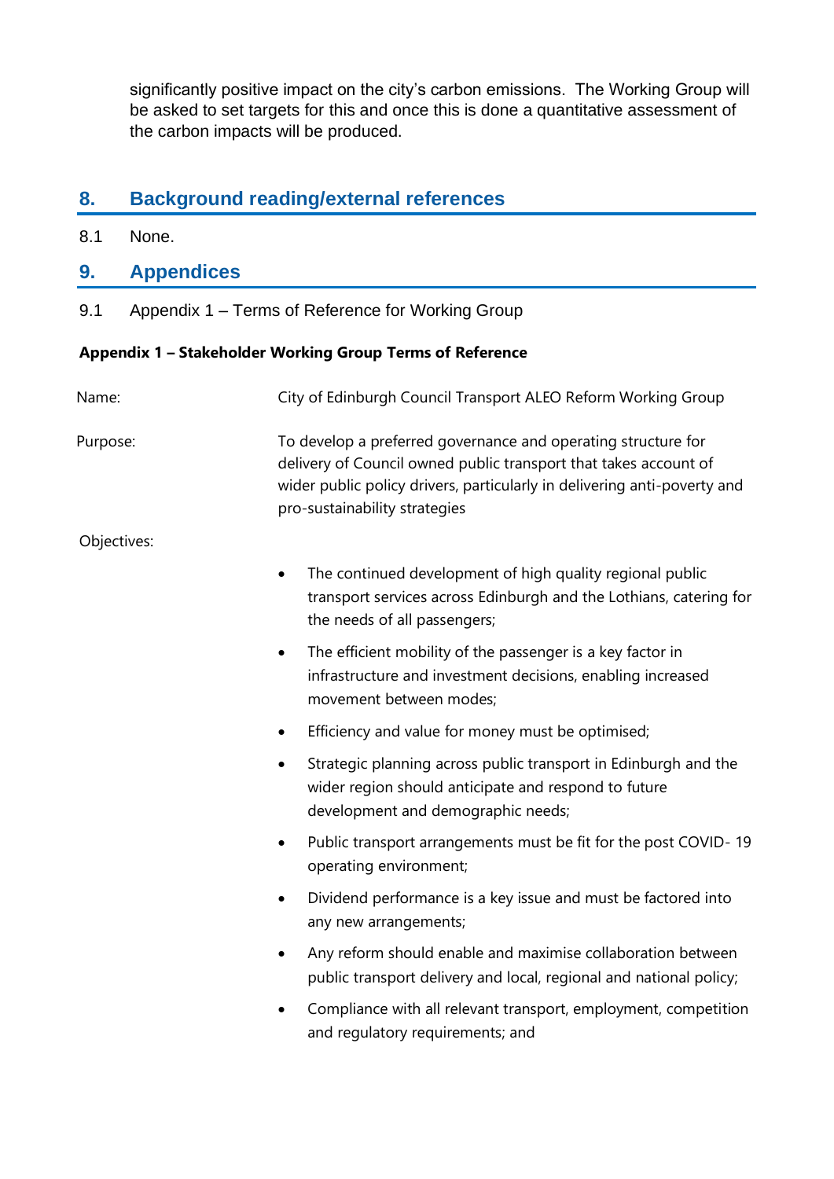significantly positive impact on the city's carbon emissions. The Working Group will be asked to set targets for this and once this is done a quantitative assessment of the carbon impacts will be produced.

## 8. Background reading/external references

8.1 None.

## 9. Appendices

9.1 Appendix 1 – Terms of Reference for Working Group

**Appendix 1 – Stakeholder Working Group Terms of Reference**

Name: City of Edinburgh Council Transport ALEO Reform Working Group

Purpose: To develop a preferred governance and operating structure for delivery of Council owned public transport that takes account of wider public policy drivers, particularly in delivering anti-poverty and pro-sustainability strategies

Objectives:

- The continued development of high quality regional public transport services across Edinburgh and the Lothians, catering for the needs of all passengers;
- The efficient mobility of the passenger is a key factor in infrastructure and investment decisions, enabling increased movement between modes;
- Efficiency and value for money must be optimised;
- Strategic planning across public transport in Edinburgh and the wider region should anticipate and respond to future development and demographic needs;
- Public transport arrangements must be fit for the post COVID- 19 operating environment;
- Dividend performance is a key issue and must be factored into any new arrangements;
- Any reform should enable and maximise collaboration between public transport delivery and local, regional and national policy;
- Compliance with all relevant transport, employment, competition and regulatory requirements; and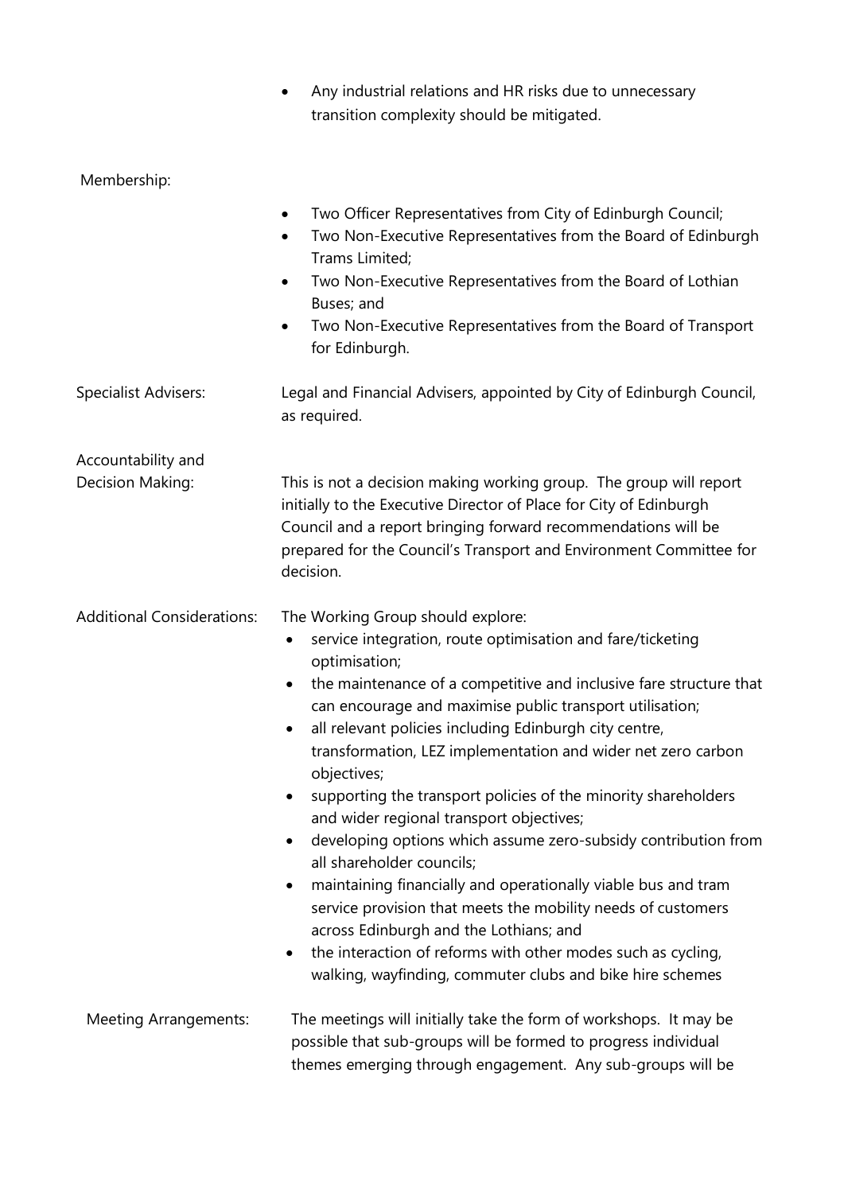- Any industrial relations and HR risks due to unnecessary transition complexity should be mitigated.

**Membership:**

- Two Officer Representatives from City of Edinburgh Council;
- Two Non-Executive Representatives from the Board of Edinburgh Trams Limited;
- Two Non-Executive Representatives from the Board of Lothian Buses; and
- Two Non-Executive Representatives from the Board of Transport for Edinburgh.

**Specialist Advisers:** Legal and Financial Advisers, appointed by City of Edinburgh Council, as required.

**Accountability and Decision Making:** This is not a decision making working group. The group will report initially to the Executive Director of Place for City of Edinburgh Council and a report bringing forward recommendations will be prepared for the Council's Transport and Environment Committee for decision.

**Additional Considerations:** The Working Group should explore:

- service integration, route optimisation and fare/ticketing optimisation;
- the maintenance of a competitive and inclusive fare structure that can encourage and maximise public transport utilisation;
- all relevant policies including Edinburgh city centre, transformation, LEZ implementation and wider net zero carbon objectives;
- supporting the transport policies of the minority shareholders and wider regional transport objectives;
- developing options which assume zero-subsidy contribution from all shareholder councils;
- maintaining financially and operationally viable bus and tram service provision that meets the mobility needs of customers across Edinburgh and the Lothians; and
- the interaction of reforms with other modes such as cycling, walking, wayfinding, commuter clubs and bike hire schemes

**Meeting Arrangements:** The meetings will initially take the form of workshops. It may be possible that sub-groups will be formed to progress individual themes emerging through engagement. Any sub-groups will be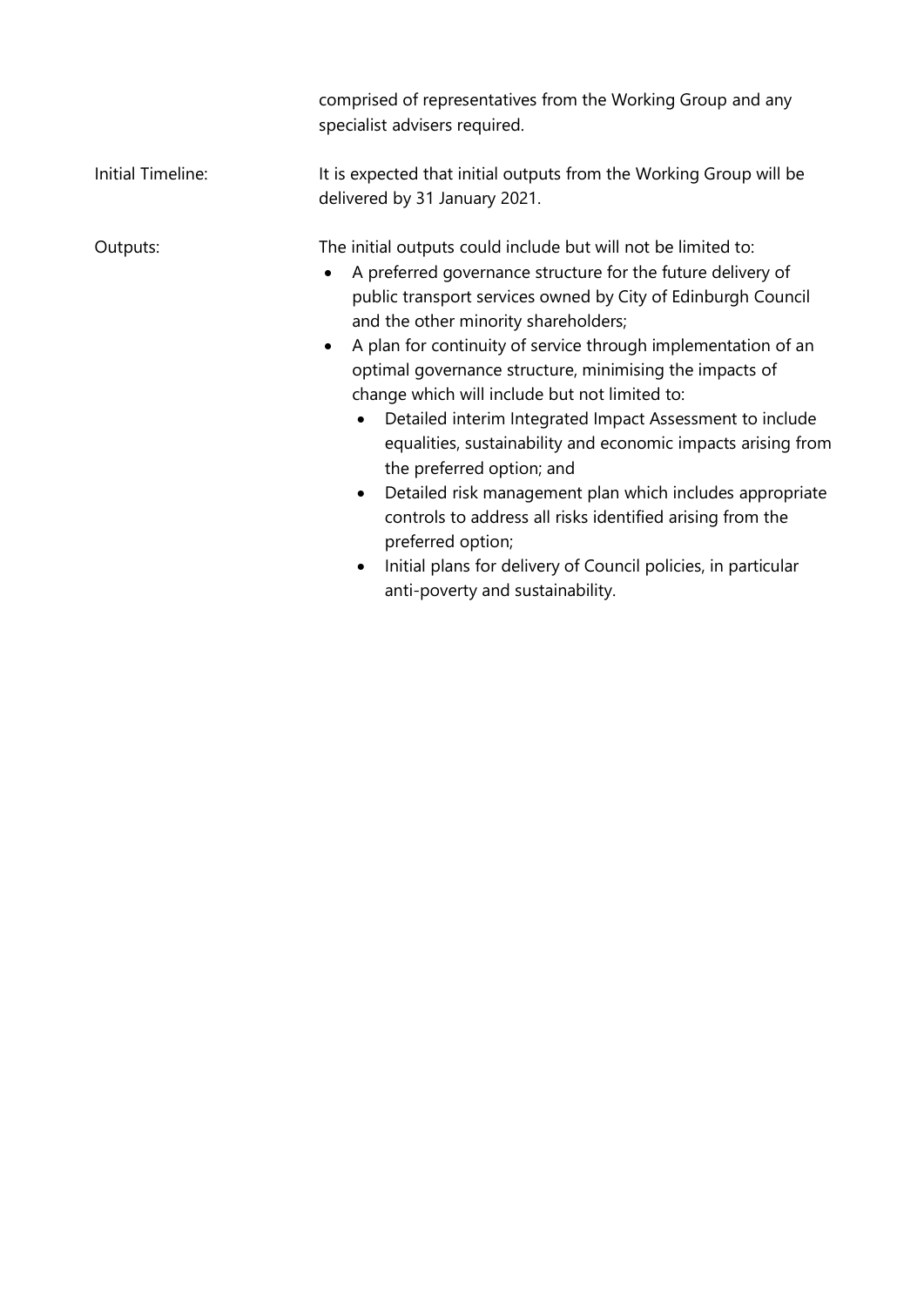| | |
|---|---|
| | comprised of representatives from the Working Group and any specialist advisers required. |
| Initial Timeline: | It is expected that initial outputs from the Working Group will be delivered by 31 January 2021. |
| Outputs: | The initial outputs could include but will not be limited to:<br>• A preferred governance structure for the future delivery of public transport services owned by City of Edinburgh Council and the other minority shareholders;<br>• A plan for continuity of service through implementation of an optimal governance structure, minimising the impacts of change which will include but not limited to:<br>&nbsp;&nbsp;&nbsp;&nbsp;• Detailed interim Integrated Impact Assessment to include equalities, sustainability and economic impacts arising from the preferred option; and<br>&nbsp;&nbsp;&nbsp;&nbsp;• Detailed risk management plan which includes appropriate controls to address all risks identified arising from the preferred option;<br>&nbsp;&nbsp;&nbsp;&nbsp;• Initial plans for delivery of Council policies, in particular anti-poverty and sustainability. |